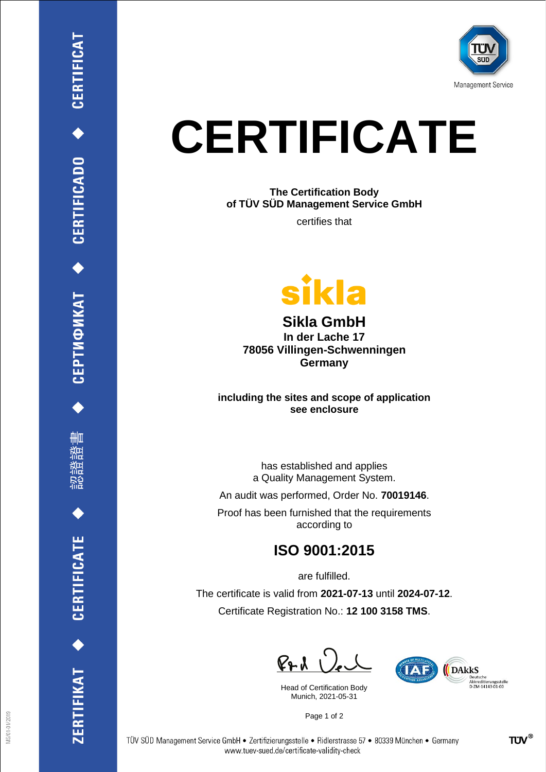# CERTIFICATE

**The Certification Body**
**of TÜV SÜD Management Service GmbH**

certifies that

**Sikla GmbH**
**In der Lache 17**
**78056 Villingen-Schwenningen**
**Germany**

**including the sites and scope of application**
**see enclosure**

has established and applies
a Quality Management System.

An audit was performed, Order No. **70019146**.

Proof has been furnished that the requirements
according to

## ISO 9001:2015

are fulfilled.

The certificate is valid from **2021-07-13** until **2024-07-12**.

Certificate Registration No.: **12 100 3158 TMS**.

Head of Certification Body
Munich, 2021-05-31

DAkkS Deutsche Akkreditierungsstelle D-ZM-14143-01-00

TÜV SÜD Management Service GmbH • Zertifizierungsstelle • Ridlerstrasse 57 • 80339 München • Germany
www.tuev-sued.de/certificate-validity-check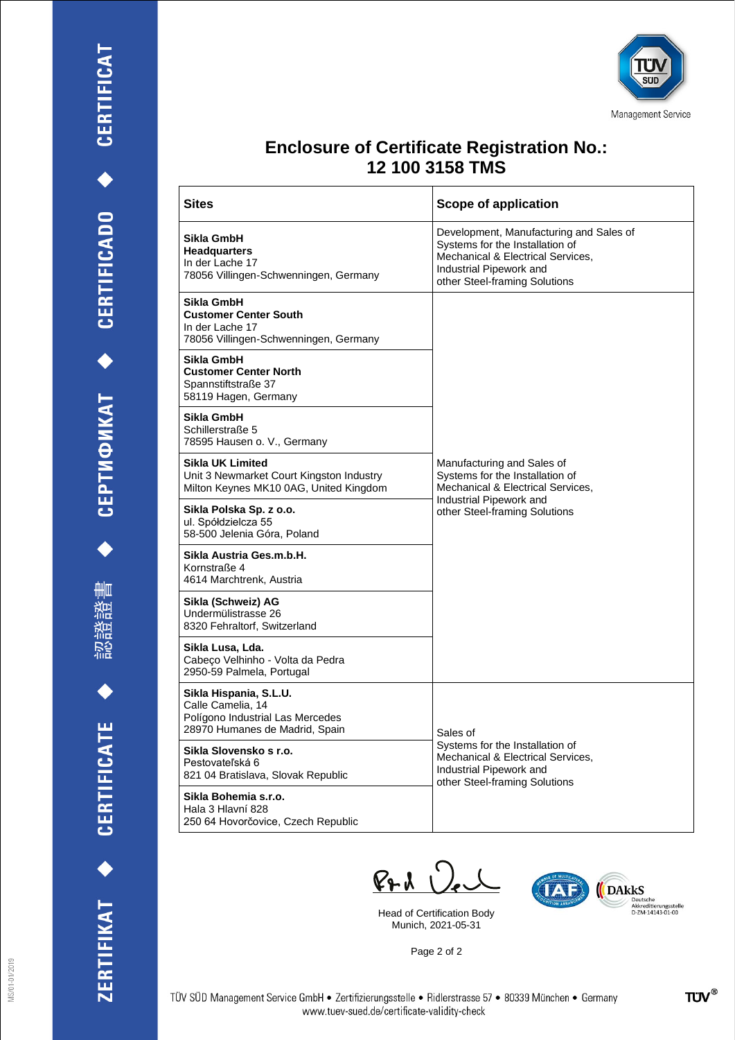Management Service

# Enclosure of Certificate Registration No.: 12 100 3158 TMS

| Sites | Scope of application |
|---|---|
| **Sikla GmbH**<br>**Headquarters**<br>In der Lache 17<br>78056 Villingen-Schwenningen, Germany | Development, Manufacturing and Sales of Systems for the Installation of Mechanical & Electrical Services, Industrial Pipework and other Steel-framing Solutions |
| **Sikla GmbH**<br>**Customer Center South**<br>In der Lache 17<br>78056 Villingen-Schwenningen, Germany | Manufacturing and Sales of Systems for the Installation of Mechanical & Electrical Services, Industrial Pipework and other Steel-framing Solutions |
| **Sikla GmbH**<br>**Customer Center North**<br>Spannstiftstraße 37<br>58119 Hagen, Germany | |
| **Sikla GmbH**<br>Schillerstraße 5<br>78595 Hausen o. V., Germany | |
| **Sikla UK Limited**<br>Unit 3 Newmarket Court Kingston Industry<br>Milton Keynes MK10 0AG, United Kingdom | |
| **Sikla Polska Sp. z o.o.**<br>ul. Spółdzielcza 55<br>58-500 Jelenia Góra, Poland | |
| **Sikla Austria Ges.m.b.H.**<br>Kornstraße 4<br>4614 Marchtrenk, Austria | |
| **Sikla (Schweiz) AG**<br>Undermülistrasse 26<br>8320 Fehraltorf, Switzerland | |
| **Sikla Lusa, Lda.**<br>Cabeço Velhinho - Volta da Pedra<br>2950-59 Palmela, Portugal | |
| **Sikla Hispania, S.L.U.**<br>Calle Camelia, 14<br>Polígono Industrial Las Mercedes<br>28970 Humanes de Madrid, Spain | Sales of Systems for the Installation of Mechanical & Electrical Services, Industrial Pipework and other Steel-framing Solutions |
| **Sikla Slovensko s r.o.**<br>Pestovateľská 6<br>821 04 Bratislava, Slovak Republic | |
| **Sikla Bohemia s.r.o.**<br>Hala 3 Hlavní 828<br>250 64 Hovorčovice, Czech Republic | |

Head of Certification Body
Munich, 2021-05-31

DAkkS Deutsche Akkreditierungsstelle D-ZM-14143-01-00

TÜV SÜD Management Service GmbH • Zertifizierungsstelle • Ridlerstrasse 57 • 80339 München • Germany
www.tuev-sued.de/certificate-validity-check